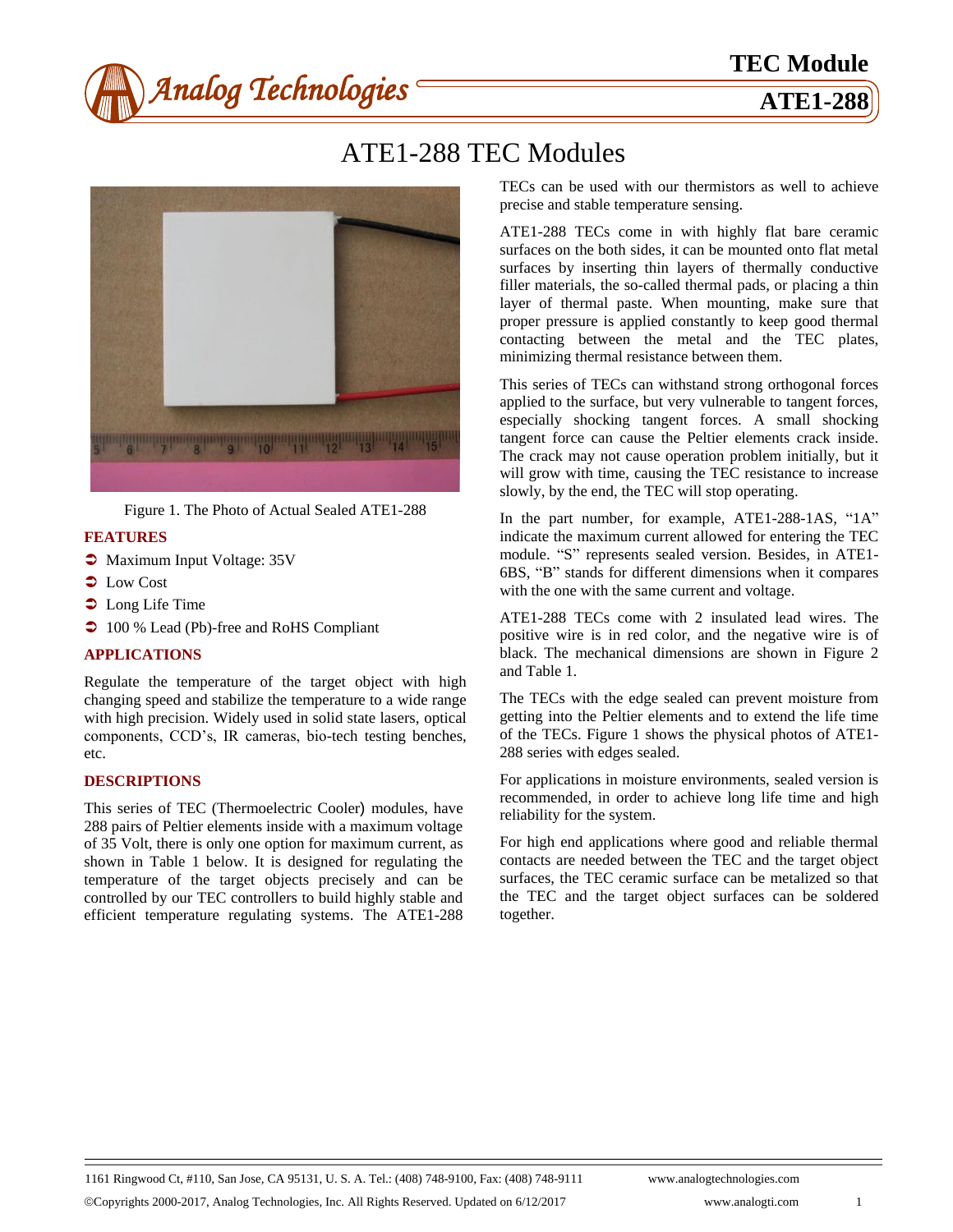# ATE1-288 TEC Modules

Figure 1. The Photo of Actual Sealed ATE1-288

## FEATURES

- Maximum Input Voltage: 35V
- Low Cost
- Long Life Time
- 100 % Lead (Pb)-free and RoHS Compliant

## APPLICATIONS

Regulate the temperature of the target object with high changing speed and stabilize the temperature to a wide range with high precision. Widely used in solid state lasers, optical components, CCD's, IR cameras, bio-tech testing benches, etc.

## DESCRIPTIONS

This series of TEC (Thermoelectric Cooler) modules, have 288 pairs of Peltier elements inside with a maximum voltage of 35 Volt, there is only one option for maximum current, as shown in Table 1 below. It is designed for regulating the temperature of the target objects precisely and can be controlled by our TEC controllers to build highly stable and efficient temperature regulating systems. The ATE1-288 TECs can be used with our thermistors as well to achieve precise and stable temperature sensing.

ATE1-288 TECs come in with highly flat bare ceramic surfaces on the both sides, it can be mounted onto flat metal surfaces by inserting thin layers of thermally conductive filler materials, the so-called thermal pads, or placing a thin layer of thermal paste. When mounting, make sure that proper pressure is applied constantly to keep good thermal contacting between the metal and the TEC plates, minimizing thermal resistance between them.

This series of TECs can withstand strong orthogonal forces applied to the surface, but very vulnerable to tangent forces, especially shocking tangent forces. A small shocking tangent force can cause the Peltier elements crack inside. The crack may not cause operation problem initially, but it will grow with time, causing the TEC resistance to increase slowly, by the end, the TEC will stop operating.

In the part number, for example, ATE1-288-1AS, "1A" indicate the maximum current allowed for entering the TEC module. "S" represents sealed version. Besides, in ATE1-6BS, "B" stands for different dimensions when it compares with the one with the same current and voltage.

ATE1-288 TECs come with 2 insulated lead wires. The positive wire is in red color, and the negative wire is of black. The mechanical dimensions are shown in Figure 2 and Table 1.

The TECs with the edge sealed can prevent moisture from getting into the Peltier elements and to extend the life time of the TECs. Figure 1 shows the physical photos of ATE1-288 series with edges sealed.

For applications in moisture environments, sealed version is recommended, in order to achieve long life time and high reliability for the system.

For high end applications where good and reliable thermal contacts are needed between the TEC and the target object surfaces, the TEC ceramic surface can be metalized so that the TEC and the target object surfaces can be soldered together.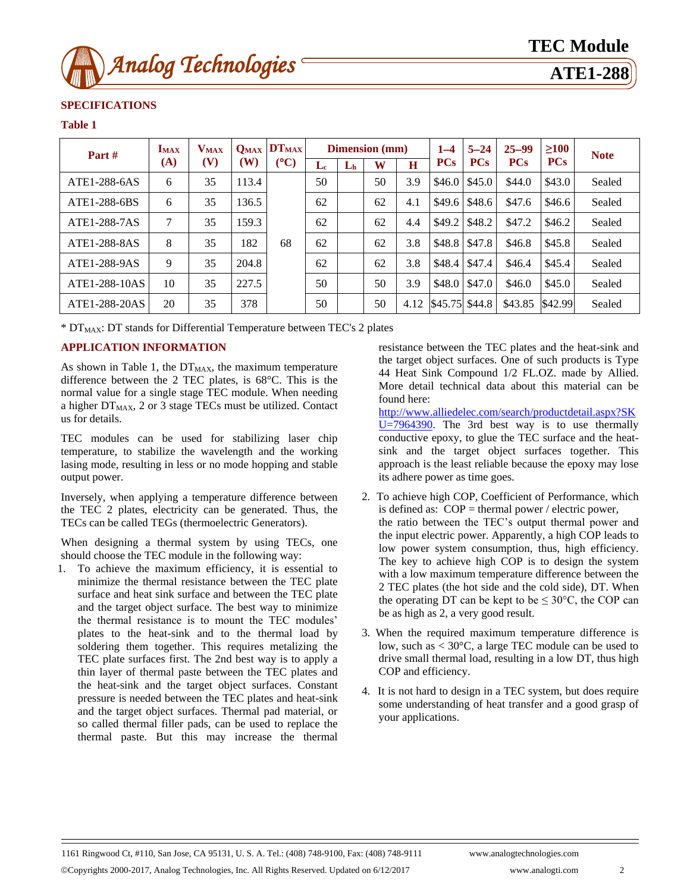## SPECIFICATIONS

**Table 1**

| Part # | $I_{MAX}$ (A) | $V_{MAX}$ (V) | $Q_{MAX}$ (W) | $DT_{MAX}$ (°C) | Dimension (mm) | | | | 1–4 PCs | 5–24 PCs | 25–99 PCs | ≥100 PCs | Note |
|---|---|---|---|---|---|---|---|---|---|---|---|---|---|
| | | | | | $L_c$ | $L_h$ | W | H | | | | | |
| ATE1-288-6AS | 6 | 35 | 113.4 | 68 | 50 | | 50 | 3.9 | $46.0 | $45.0 | $44.0 | $43.0 | Sealed |
| ATE1-288-6BS | 6 | 35 | 136.5 | 68 | 62 | | 62 | 4.1 | $49.6 | $48.6 | $47.6 | $46.6 | Sealed |
| ATE1-288-7AS | 7 | 35 | 159.3 | 68 | 62 | | 62 | 4.4 | $49.2 | $48.2 | $47.2 | $46.2 | Sealed |
| ATE1-288-8AS | 8 | 35 | 182 | 68 | 62 | | 62 | 3.8 | $48.8 | $47.8 | $46.8 | $45.8 | Sealed |
| ATE1-288-9AS | 9 | 35 | 204.8 | 68 | 62 | | 62 | 3.8 | $48.4 | $47.4 | $46.4 | $45.4 | Sealed |
| ATE1-288-10AS | 10 | 35 | 227.5 | 68 | 50 | | 50 | 3.9 | $48.0 | $47.0 | $46.0 | $45.0 | Sealed |
| ATE1-288-20AS | 20 | 35 | 378 | 68 | 50 | | 50 | 4.12 | $45.75 | $44.8 | $43.85 | $42.99 | Sealed |

* $DT_{MAX}$: DT stands for Differential Temperature between TEC's 2 plates

## APPLICATION INFORMATION

As shown in Table 1, the $DT_{MAX}$, the maximum temperature difference between the 2 TEC plates, is 68°C. This is the normal value for a single stage TEC module. When needing a higher $DT_{MAX}$, 2 or 3 stage TECs must be utilized. Contact us for details.

TEC modules can be used for stabilizing laser chip temperature, to stabilize the wavelength and the working lasing mode, resulting in less or no mode hopping and stable output power.

Inversely, when applying a temperature difference between the TEC 2 plates, electricity can be generated. Thus, the TECs can be called TEGs (thermoelectric Generators).

When designing a thermal system by using TECs, one should choose the TEC module in the following way:

1. To achieve the maximum efficiency, it is essential to minimize the thermal resistance between the TEC plate surface and heat sink surface and between the TEC plate and the target object surface. The best way to minimize the thermal resistance is to mount the TEC modules' plates to the heat-sink and to the thermal load by soldering them together. This requires metalizing the TEC plate surfaces first. The 2nd best way is to apply a thin layer of thermal paste between the TEC plates and the heat-sink and the target object surfaces. Constant pressure is needed between the TEC plates and heat-sink and the target object surfaces. Thermal pad material, or so called thermal filler pads, can be used to replace the thermal paste. But this may increase the thermal resistance between the TEC plates and the heat-sink and the target object surfaces. One of such products is Type 44 Heat Sink Compound 1/2 FL.OZ. made by Allied. More detail technical data about this material can be found here: http://www.alliedelec.com/search/productdetail.aspx?SKU=7964390. The 3rd best way is to use thermally conductive epoxy, to glue the TEC surface and the heat-sink and the target object surfaces together. This approach is the least reliable because the epoxy may lose its adhere power as time goes.
2. To achieve high COP, Coefficient of Performance, which is defined as: COP = thermal power / electric power, the ratio between the TEC's output thermal power and the input electric power. Apparently, a high COP leads to low power system consumption, thus, high efficiency. The key to achieve high COP is to design the system with a low maximum temperature difference between the 2 TEC plates (the hot side and the cold side), DT. When the operating DT can be kept to be ≤ 30°C, the COP can be as high as 2, a very good result.
3. When the required maximum temperature difference is low, such as < 30°C, a large TEC module can be used to drive small thermal load, resulting in a low DT, thus high COP and efficiency.
4. It is not hard to design in a TEC system, but does require some understanding of heat transfer and a good grasp of your applications.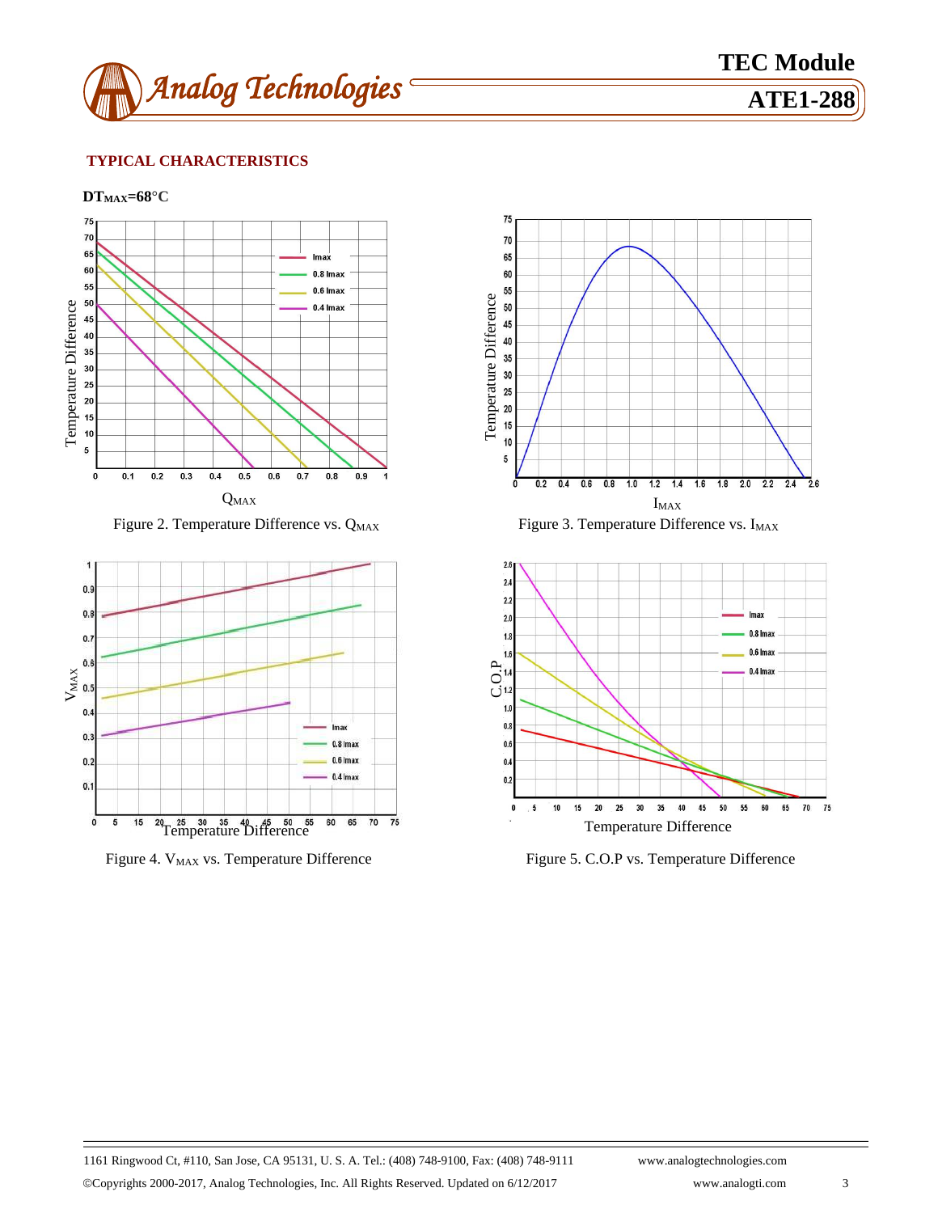## TYPICAL CHARACTERISTICS

**$DT_{MAX}$=68°C**

Figure 2. Temperature Difference vs. $Q_{MAX}$

Figure 3. Temperature Difference vs. $I_{MAX}$

Figure 4. $V_{MAX}$ vs. Temperature Difference

Figure 5. C.O.P vs. Temperature Difference

1161 Ringwood Ct, #110, San Jose, CA 95131, U. S. A. Tel.: (408) 748-9100, Fax: (408) 748-9111 www.analogtechnologies.com

©Copyrights 2000-2017, Analog Technologies, Inc. All Rights Reserved. Updated on 6/12/2017 www.analogti.com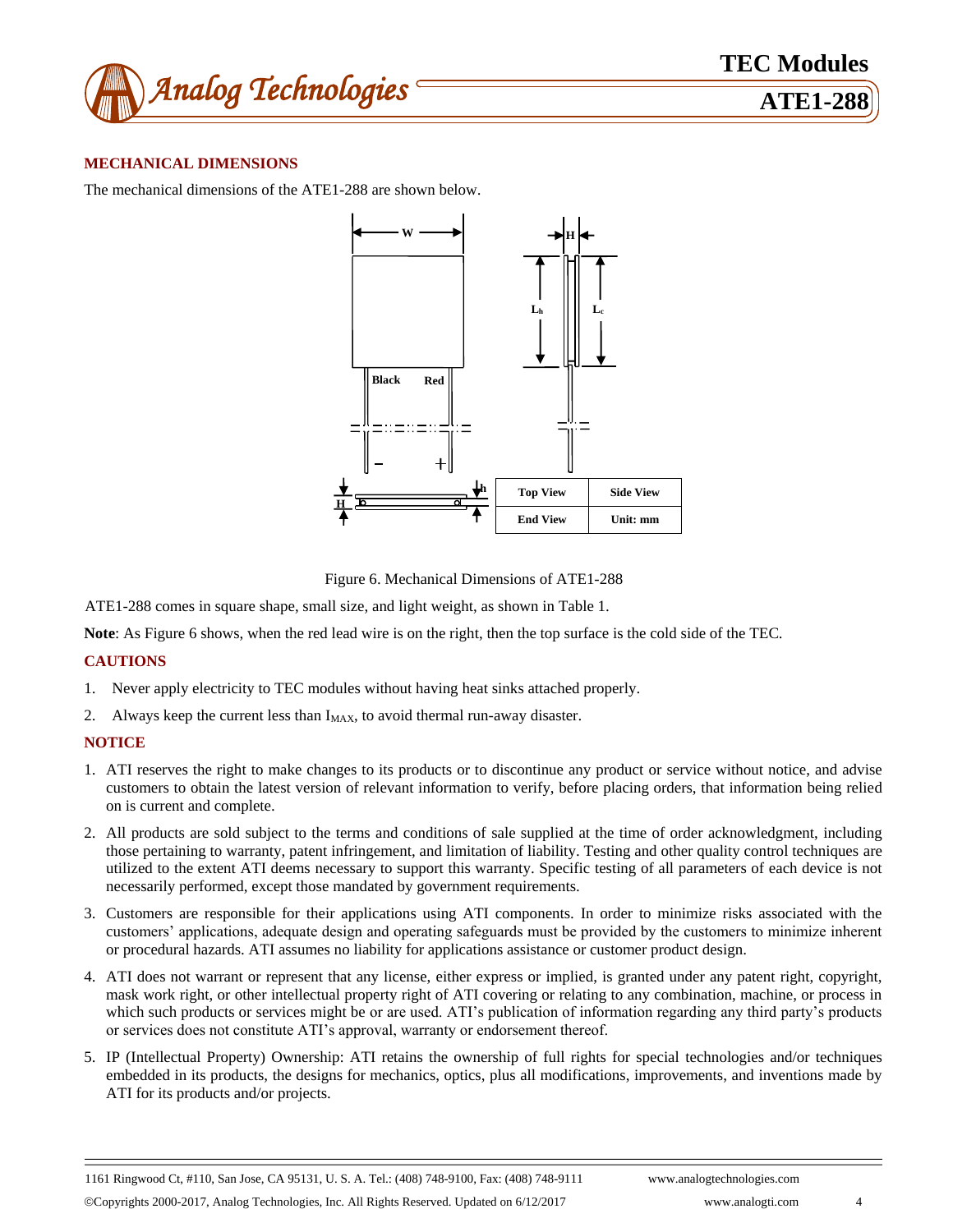## MECHANICAL DIMENSIONS

The mechanical dimensions of the ATE1-288 are shown below.

W

H

$L_h$

$L_c$

Black

Red

−

+

H

h

| | |
|---|---|
| Top View | Side View |
| End View | Unit: mm |

Figure 6. Mechanical Dimensions of ATE1-288

ATE1-288 comes in square shape, small size, and light weight, as shown in Table 1.

**Note**: As Figure 6 shows, when the red lead wire is on the right, then the top surface is the cold side of the TEC.

## CAUTIONS

1. Never apply electricity to TEC modules without having heat sinks attached properly.
2. Always keep the current less than $I_{MAX}$, to avoid thermal run-away disaster.

## NOTICE

1. ATI reserves the right to make changes to its products or to discontinue any product or service without notice, and advise customers to obtain the latest version of relevant information to verify, before placing orders, that information being relied on is current and complete.
2. All products are sold subject to the terms and conditions of sale supplied at the time of order acknowledgment, including those pertaining to warranty, patent infringement, and limitation of liability. Testing and other quality control techniques are utilized to the extent ATI deems necessary to support this warranty. Specific testing of all parameters of each device is not necessarily performed, except those mandated by government requirements.
3. Customers are responsible for their applications using ATI components. In order to minimize risks associated with the customers' applications, adequate design and operating safeguards must be provided by the customers to minimize inherent or procedural hazards. ATI assumes no liability for applications assistance or customer product design.
4. ATI does not warrant or represent that any license, either express or implied, is granted under any patent right, copyright, mask work right, or other intellectual property right of ATI covering or relating to any combination, machine, or process in which such products or services might be or are used. ATI's publication of information regarding any third party's products or services does not constitute ATI's approval, warranty or endorsement thereof.
5. IP (Intellectual Property) Ownership: ATI retains the ownership of full rights for special technologies and/or techniques embedded in its products, the designs for mechanics, optics, plus all modifications, improvements, and inventions made by ATI for its products and/or projects.